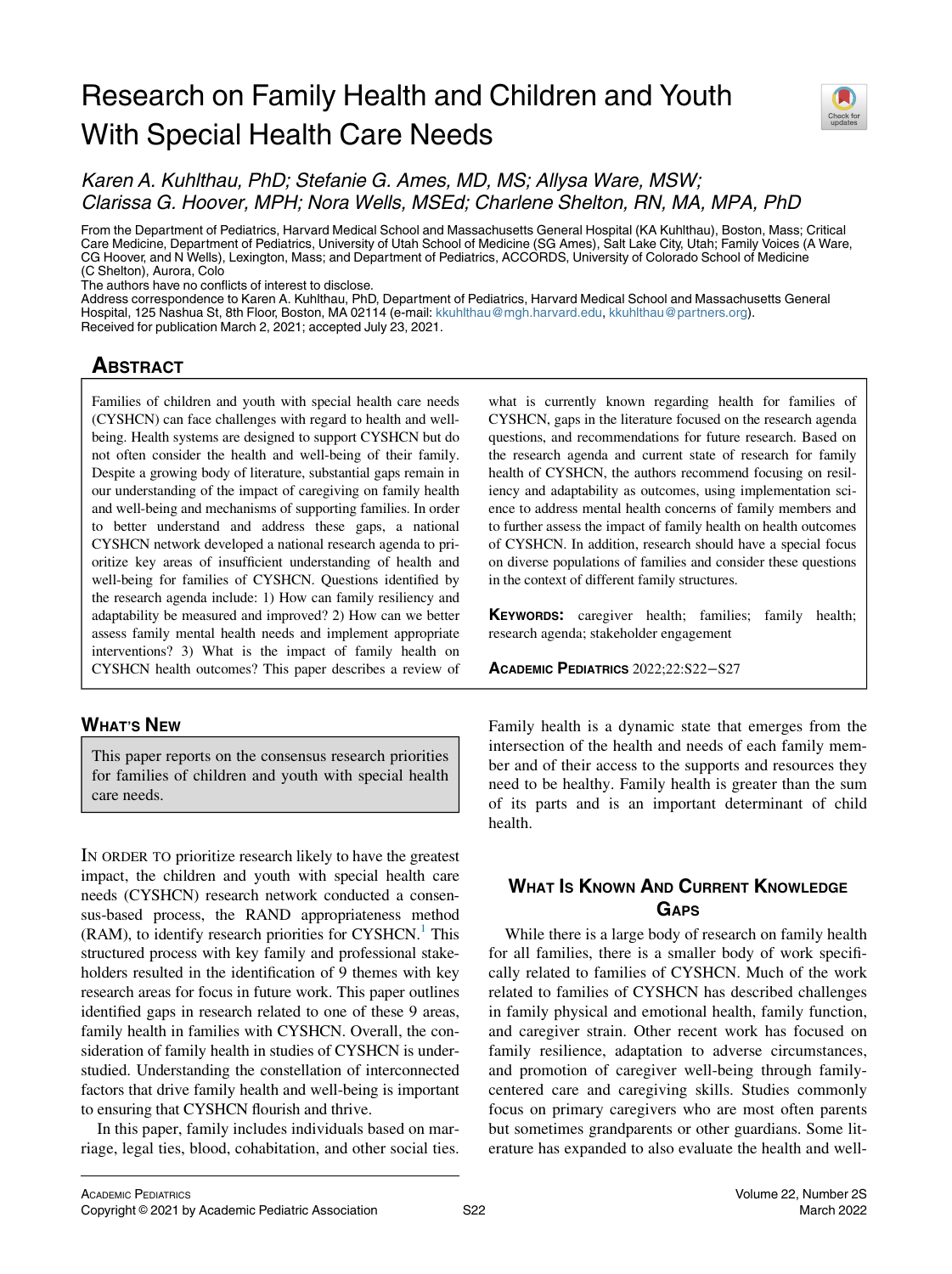# Research on Family Health and Children and Youth With Special Health Care Needs

*Karen A. Kuhlthau, PhD; Stefanie G. Ames, MD, MS; Allysa Ware, MSW; Clarissa G. Hoover, MPH; Nora Wells, MSEd; Charlene Shelton, RN, MA, MPA, PhD*

From the Department of Pediatrics, Harvard Medical School and Massachusetts General Hospital (KA Kuhlthau), Boston, Mass; Critical Care Medicine, Department of Pediatrics, University of Utah School of Medicine (SG Ames), Salt Lake City, Utah; Family Voices (A Ware, CG Hoover, and N Wells), Lexington, Mass; and Department of Pediatrics, ACCORDS, University of Colorado School of Medicine (C Shelton), Aurora, Colo

The authors have no conflicts of interest to disclose.

Address correspondence to Karen A. Kuhlthau, PhD, Department of Pediatrics, Harvard Medical School and Massachusetts General Hospital, 125 Nashua St, 8th Floor, Boston, MA 02114 (e-mail: kkuhlthau@mgh.harvard.edu, kkuhlthau@partners.org).

Received for publication March 2, 2021; accepted July 23, 2021.

## Abstract

Families of children and youth with special health care needs (CYSHCN) can face challenges with regard to health and well-being. Health systems are designed to support CYSHCN but do not often consider the health and well-being of their family. Despite a growing body of literature, substantial gaps remain in our understanding of the impact of caregiving on family health and well-being and mechanisms of supporting families. In order to better understand and address these gaps, a national CYSHCN network developed a national research agenda to prioritize key areas of insufficient understanding of health and well-being for families of CYSHCN. Questions identified by the research agenda include: 1) How can family resiliency and adaptability be measured and improved? 2) How can we better assess family mental health needs and implement appropriate interventions? 3) What is the impact of family health on CYSHCN health outcomes? This paper describes a review of what is currently known regarding health for families of CYSHCN, gaps in the literature focused on the research agenda questions, and recommendations for future research. Based on the research agenda and current state of research for family health of CYSHCN, the authors recommend focusing on resiliency and adaptability as outcomes, using implementation science to address mental health concerns of family members and to further assess the impact of family health on health outcomes of CYSHCN. In addition, research should have a special focus on diverse populations of families and consider these questions in the context of different family structures.

**Keywords:** caregiver health; families; family health; research agenda; stakeholder engagement

**Academic Pediatrics** 2022;22:S22−S27

## What's New

This paper reports on the consensus research priorities for families of children and youth with special health care needs.

In order to prioritize research likely to have the greatest impact, the children and youth with special health care needs (CYSHCN) research network conducted a consensus-based process, the RAND appropriateness method (RAM), to identify research priorities for CYSHCN.[1] This structured process with key family and professional stakeholders resulted in the identification of 9 themes with key research areas for focus in future work. This paper outlines identified gaps in research related to one of these 9 areas, family health in families with CYSHCN. Overall, the consideration of family health in studies of CYSHCN is understudied. Understanding the constellation of interconnected factors that drive family health and well-being is important to ensuring that CYSHCN flourish and thrive.

In this paper, family includes individuals based on marriage, legal ties, blood, cohabitation, and other social ties. Family health is a dynamic state that emerges from the intersection of the health and needs of each family member and of their access to the supports and resources they need to be healthy. Family health is greater than the sum of its parts and is an important determinant of child health.

## What Is Known And Current Knowledge Gaps

While there is a large body of research on family health for all families, there is a smaller body of work specifically related to families of CYSHCN. Much of the work related to families of CYSHCN has described challenges in family physical and emotional health, family function, and caregiver strain. Other recent work has focused on family resilience, adaptation to adverse circumstances, and promotion of caregiver well-being through family-centered care and caregiving skills. Studies commonly focus on primary caregivers who are most often parents but sometimes grandparents or other guardians. Some literature has expanded to also evaluate the health and well-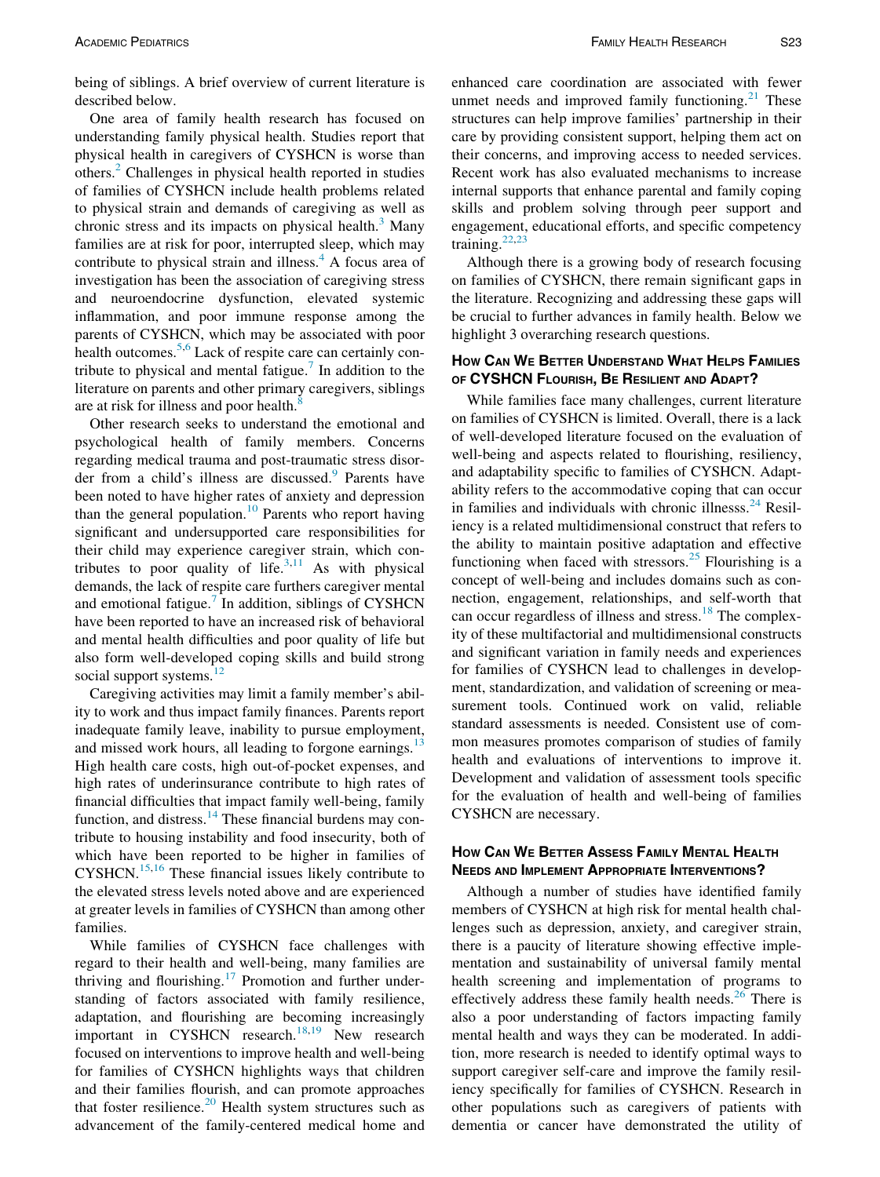being of siblings. A brief overview of current literature is described below.

One area of family health research has focused on understanding family physical health. Studies report that physical health in caregivers of CYSHCN is worse than others.[2] Challenges in physical health reported in studies of families of CYSHCN include health problems related to physical strain and demands of caregiving as well as chronic stress and its impacts on physical health.[3] Many families are at risk for poor, interrupted sleep, which may contribute to physical strain and illness.[4] A focus area of investigation has been the association of caregiving stress and neuroendocrine dysfunction, elevated systemic inflammation, and poor immune response among the parents of CYSHCN, which may be associated with poor health outcomes.[5,6] Lack of respite care can certainly contribute to physical and mental fatigue.[7] In addition to the literature on parents and other primary caregivers, siblings are at risk for illness and poor health.[8]

Other research seeks to understand the emotional and psychological health of family members. Concerns regarding medical trauma and post-traumatic stress disorder from a child's illness are discussed.[9] Parents have been noted to have higher rates of anxiety and depression than the general population.[10] Parents who report having significant and undersupported care responsibilities for their child may experience caregiver strain, which contributes to poor quality of life.[3,11] As with physical demands, the lack of respite care furthers caregiver mental and emotional fatigue.[7] In addition, siblings of CYSHCN have been reported to have an increased risk of behavioral and mental health difficulties and poor quality of life but also form well-developed coping skills and build strong social support systems.[12]

Caregiving activities may limit a family member's ability to work and thus impact family finances. Parents report inadequate family leave, inability to pursue employment, and missed work hours, all leading to forgone earnings.[13] High health care costs, high out-of-pocket expenses, and high rates of underinsurance contribute to high rates of financial difficulties that impact family well-being, family function, and distress.[14] These financial burdens may contribute to housing instability and food insecurity, both of which have been reported to be higher in families of CYSHCN.[15,16] These financial issues likely contribute to the elevated stress levels noted above and are experienced at greater levels in families of CYSHCN than among other families.

While families of CYSHCN face challenges with regard to their health and well-being, many families are thriving and flourishing.[17] Promotion and further understanding of factors associated with family resilience, adaptation, and flourishing are becoming increasingly important in CYSHCN research.[18,19] New research focused on interventions to improve health and well-being for families of CYSHCN highlights ways that children and their families flourish, and can promote approaches that foster resilience.[20] Health system structures such as advancement of the family-centered medical home and enhanced care coordination are associated with fewer unmet needs and improved family functioning.[21] These structures can help improve families' partnership in their care by providing consistent support, helping them act on their concerns, and improving access to needed services. Recent work has also evaluated mechanisms to increase internal supports that enhance parental and family coping skills and problem solving through peer support and engagement, educational efforts, and specific competency training.[22,23]

Although there is a growing body of research focusing on families of CYSHCN, there remain significant gaps in the literature. Recognizing and addressing these gaps will be crucial to further advances in family health. Below we highlight 3 overarching research questions.

## How Can We Better Understand What Helps Families of CYSHCN Flourish, Be Resilient and Adapt?

While families face many challenges, current literature on families of CYSHCN is limited. Overall, there is a lack of well-developed literature focused on the evaluation of well-being and aspects related to flourishing, resiliency, and adaptability specific to families of CYSHCN. Adaptability refers to the accommodative coping that can occur in families and individuals with chronic illnesss.[24] Resiliency is a related multidimensional construct that refers to the ability to maintain positive adaptation and effective functioning when faced with stressors.[25] Flourishing is a concept of well-being and includes domains such as connection, engagement, relationships, and self-worth that can occur regardless of illness and stress.[18] The complexity of these multifactorial and multidimensional constructs and significant variation in family needs and experiences for families of CYSHCN lead to challenges in development, standardization, and validation of screening or measurement tools. Continued work on valid, reliable standard assessments is needed. Consistent use of common measures promotes comparison of studies of family health and evaluations of interventions to improve it. Development and validation of assessment tools specific for the evaluation of health and well-being of families CYSHCN are necessary.

## How Can We Better Assess Family Mental Health Needs and Implement Appropriate Interventions?

Although a number of studies have identified family members of CYSHCN at high risk for mental health challenges such as depression, anxiety, and caregiver strain, there is a paucity of literature showing effective implementation and sustainability of universal family mental health screening and implementation of programs to effectively address these family health needs.[26] There is also a poor understanding of factors impacting family mental health and ways they can be moderated. In addition, more research is needed to identify optimal ways to support caregiver self-care and improve the family resiliency specifically for families of CYSHCN. Research in other populations such as caregivers of patients with dementia or cancer have demonstrated the utility of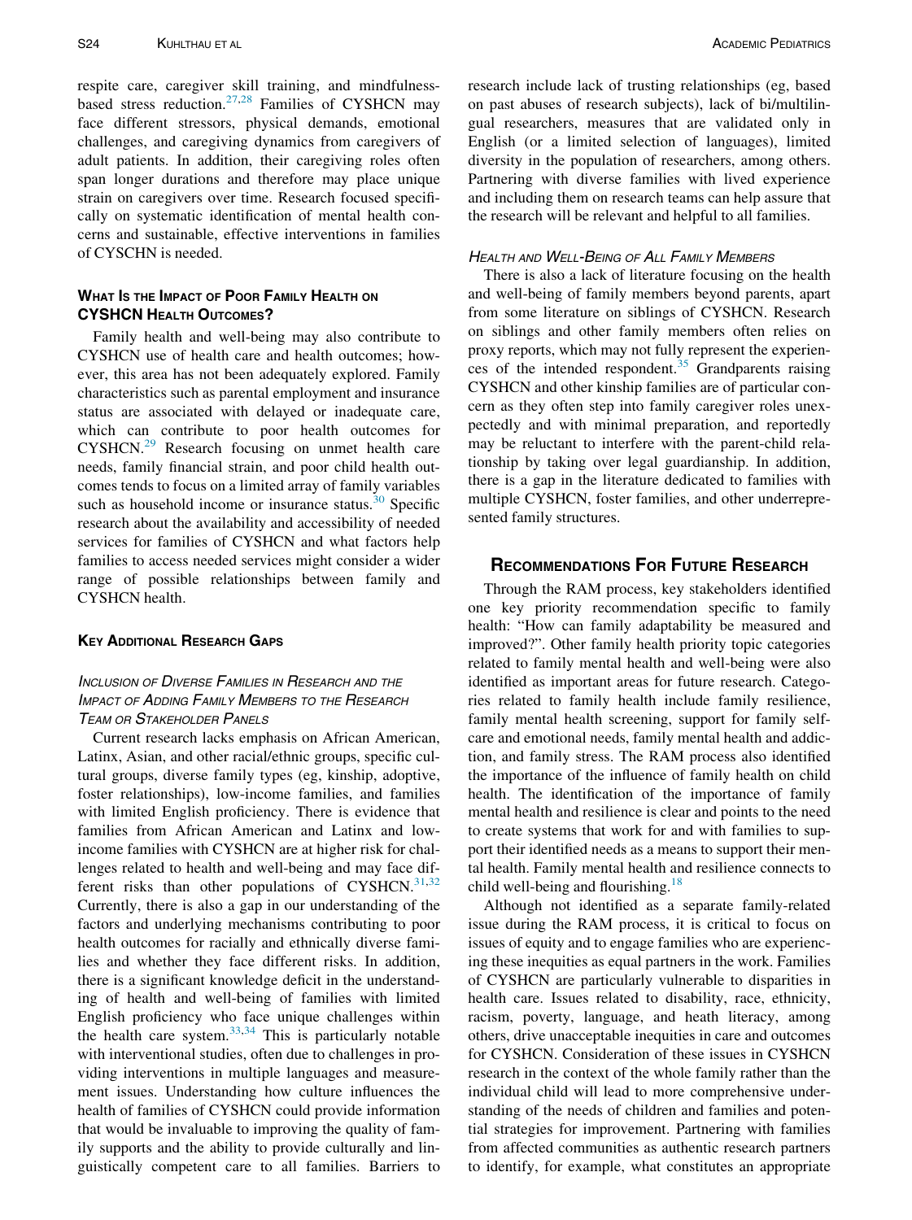respite care, caregiver skill training, and mindfulness-based stress reduction.[27,28] Families of CYSHCN may face different stressors, physical demands, emotional challenges, and caregiving dynamics from caregivers of adult patients. In addition, their caregiving roles often span longer durations and therefore may place unique strain on caregivers over time. Research focused specifically on systematic identification of mental health concerns and sustainable, effective interventions in families of CYSCHN is needed.

### What Is the Impact of Poor Family Health on CYSHCN Health Outcomes?

Family health and well-being may also contribute to CYSHCN use of health care and health outcomes; however, this area has not been adequately explored. Family characteristics such as parental employment and insurance status are associated with delayed or inadequate care, which can contribute to poor health outcomes for CYSHCN.[29] Research focusing on unmet health care needs, family financial strain, and poor child health outcomes tends to focus on a limited array of family variables such as household income or insurance status.[30] Specific research about the availability and accessibility of needed services for families of CYSHCN and what factors help families to access needed services might consider a wider range of possible relationships between family and CYSHCN health.

### Key Additional Research Gaps

#### *Inclusion of Diverse Families in Research and the Impact of Adding Family Members to the Research Team or Stakeholder Panels*

Current research lacks emphasis on African American, Latinx, Asian, and other racial/ethnic groups, specific cultural groups, diverse family types (eg, kinship, adoptive, foster relationships), low-income families, and families with limited English proficiency. There is evidence that families from African American and Latinx and low-income families with CYSHCN are at higher risk for challenges related to health and well-being and may face different risks than other populations of CYSHCN.[31,32] Currently, there is also a gap in our understanding of the factors and underlying mechanisms contributing to poor health outcomes for racially and ethnically diverse families and whether they face different risks. In addition, there is a significant knowledge deficit in the understanding of health and well-being of families with limited English proficiency who face unique challenges within the health care system.[33,34] This is particularly notable with interventional studies, often due to challenges in providing interventions in multiple languages and measurement issues. Understanding how culture influences the health of families of CYSHCN could provide information that would be invaluable to improving the quality of family supports and the ability to provide culturally and linguistically competent care to all families. Barriers to research include lack of trusting relationships (eg, based on past abuses of research subjects), lack of bi/multilingual researchers, measures that are validated only in English (or a limited selection of languages), limited diversity in the population of researchers, among others. Partnering with diverse families with lived experience and including them on research teams can help assure that the research will be relevant and helpful to all families.

#### *Health and Well-Being of All Family Members*

There is also a lack of literature focusing on the health and well-being of family members beyond parents, apart from some literature on siblings of CYSHCN. Research on siblings and other family members often relies on proxy reports, which may not fully represent the experiences of the intended respondent.[35] Grandparents raising CYSHCN and other kinship families are of particular concern as they often step into family caregiver roles unexpectedly and with minimal preparation, and reportedly may be reluctant to interfere with the parent-child relationship by taking over legal guardianship. In addition, there is a gap in the literature dedicated to families with multiple CYSHCN, foster families, and other underrepresented family structures.

## Recommendations For Future Research

Through the RAM process, key stakeholders identified one key priority recommendation specific to family health: "How can family adaptability be measured and improved?". Other family health priority topic categories related to family mental health and well-being were also identified as important areas for future research. Categories related to family health include family resilience, family mental health screening, support for family self-care and emotional needs, family mental health and addiction, and family stress. The RAM process also identified the importance of the influence of family health on child health. The identification of the importance of family mental health and resilience is clear and points to the need to create systems that work for and with families to support their identified needs as a means to support their mental health. Family mental health and resilience connects to child well-being and flourishing.[18]

Although not identified as a separate family-related issue during the RAM process, it is critical to focus on issues of equity and to engage families who are experiencing these inequities as equal partners in the work. Families of CYSHCN are particularly vulnerable to disparities in health care. Issues related to disability, race, ethnicity, racism, poverty, language, and heath literacy, among others, drive unacceptable inequities in care and outcomes for CYSHCN. Consideration of these issues in CYSHCN research in the context of the whole family rather than the individual child will lead to more comprehensive understanding of the needs of children and families and potential strategies for improvement. Partnering with families from affected communities as authentic research partners to identify, for example, what constitutes an appropriate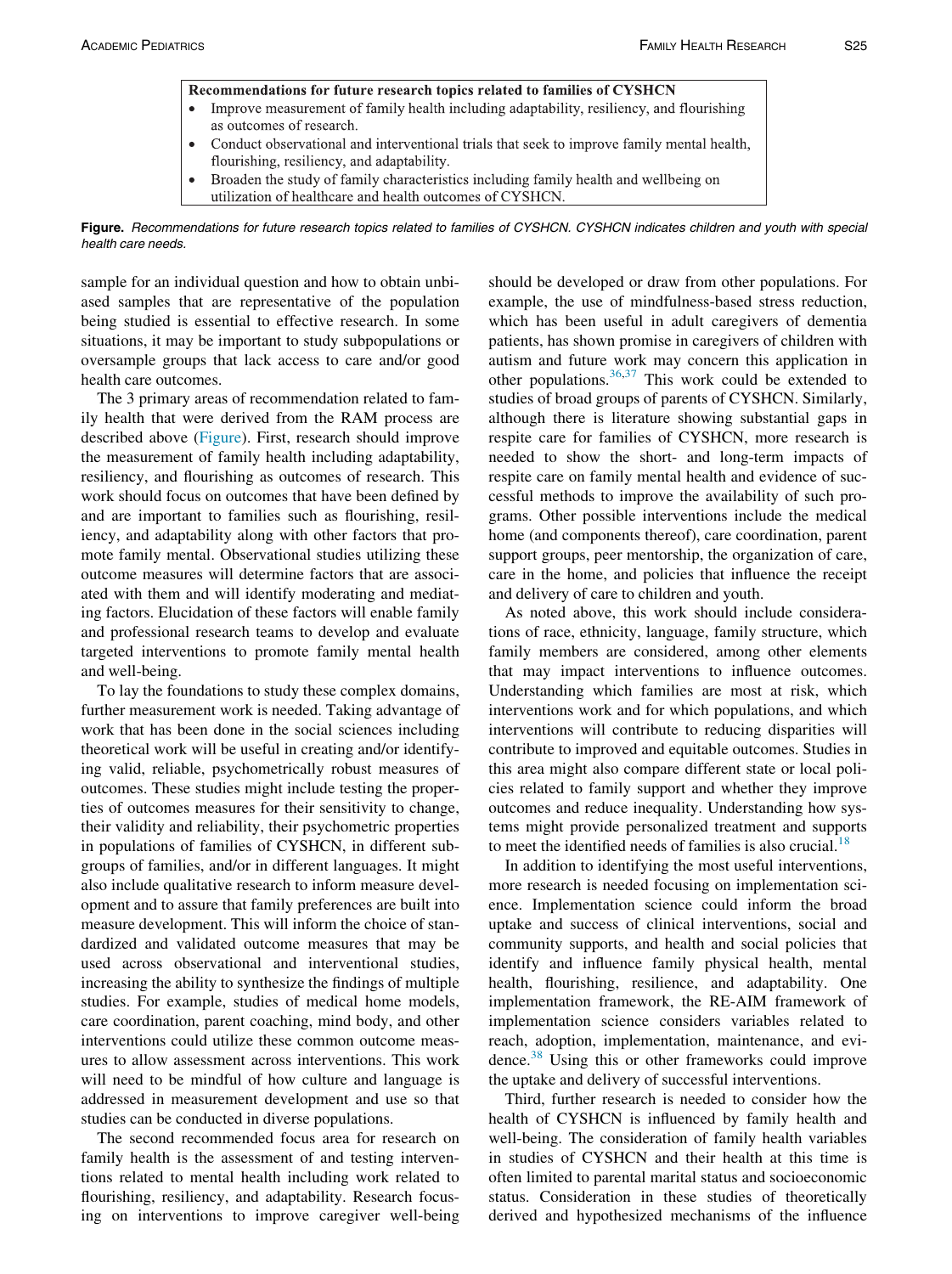**Recommendations for future research topics related to families of CYSHCN**

- Improve measurement of family health including adaptability, resiliency, and flourishing as outcomes of research.
- Conduct observational and interventional trials that seek to improve family mental health, flourishing, resiliency, and adaptability.
- Broaden the study of family characteristics including family health and wellbeing on utilization of healthcare and health outcomes of CYSHCN.

**Figure.** *Recommendations for future research topics related to families of CYSHCN. CYSHCN indicates children and youth with special health care needs.*

sample for an individual question and how to obtain unbiased samples that are representative of the population being studied is essential to effective research. In some situations, it may be important to study subpopulations or oversample groups that lack access to care and/or good health care outcomes.

The 3 primary areas of recommendation related to family health that were derived from the RAM process are described above (Figure). First, research should improve the measurement of family health including adaptability, resiliency, and flourishing as outcomes of research. This work should focus on outcomes that have been defined by and are important to families such as flourishing, resiliency, and adaptability along with other factors that promote family mental. Observational studies utilizing these outcome measures will determine factors that are associated with them and will identify moderating and mediating factors. Elucidation of these factors will enable family and professional research teams to develop and evaluate targeted interventions to promote family mental health and well-being.

To lay the foundations to study these complex domains, further measurement work is needed. Taking advantage of work that has been done in the social sciences including theoretical work will be useful in creating and/or identifying valid, reliable, psychometrically robust measures of outcomes. These studies might include testing the properties of outcomes measures for their sensitivity to change, their validity and reliability, their psychometric properties in populations of families of CYSHCN, in different subgroups of families, and/or in different languages. It might also include qualitative research to inform measure development and to assure that family preferences are built into measure development. This will inform the choice of standardized and validated outcome measures that may be used across observational and interventional studies, increasing the ability to synthesize the findings of multiple studies. For example, studies of medical home models, care coordination, parent coaching, mind body, and other interventions could utilize these common outcome measures to allow assessment across interventions. This work will need to be mindful of how culture and language is addressed in measurement development and use so that studies can be conducted in diverse populations.

The second recommended focus area for research on family health is the assessment of and testing interventions related to mental health including work related to flourishing, resiliency, and adaptability. Research focusing on interventions to improve caregiver well-being should be developed or draw from other populations. For example, the use of mindfulness-based stress reduction, which has been useful in adult caregivers of dementia patients, has shown promise in caregivers of children with autism and future work may concern this application in other populations.[36,37] This work could be extended to studies of broad groups of parents of CYSHCN. Similarly, although there is literature showing substantial gaps in respite care for families of CYSHCN, more research is needed to show the short- and long-term impacts of respite care on family mental health and evidence of successful methods to improve the availability of such programs. Other possible interventions include the medical home (and components thereof), care coordination, parent support groups, peer mentorship, the organization of care, care in the home, and policies that influence the receipt and delivery of care to children and youth.

As noted above, this work should include considerations of race, ethnicity, language, family structure, which family members are considered, among other elements that may impact interventions to influence outcomes. Understanding which families are most at risk, which interventions work and for which populations, and which interventions will contribute to reducing disparities will contribute to improved and equitable outcomes. Studies in this area might also compare different state or local policies related to family support and whether they improve outcomes and reduce inequality. Understanding how systems might provide personalized treatment and supports to meet the identified needs of families is also crucial.[18]

In addition to identifying the most useful interventions, more research is needed focusing on implementation science. Implementation science could inform the broad uptake and success of clinical interventions, social and community supports, and health and social policies that identify and influence family physical health, mental health, flourishing, resilience, and adaptability. One implementation framework, the RE-AIM framework of implementation science considers variables related to reach, adoption, implementation, maintenance, and evidence.[38] Using this or other frameworks could improve the uptake and delivery of successful interventions.

Third, further research is needed to consider how the health of CYSHCN is influenced by family health and well-being. The consideration of family health variables in studies of CYSHCN and their health at this time is often limited to parental marital status and socioeconomic status. Consideration in these studies of theoretically derived and hypothesized mechanisms of the influence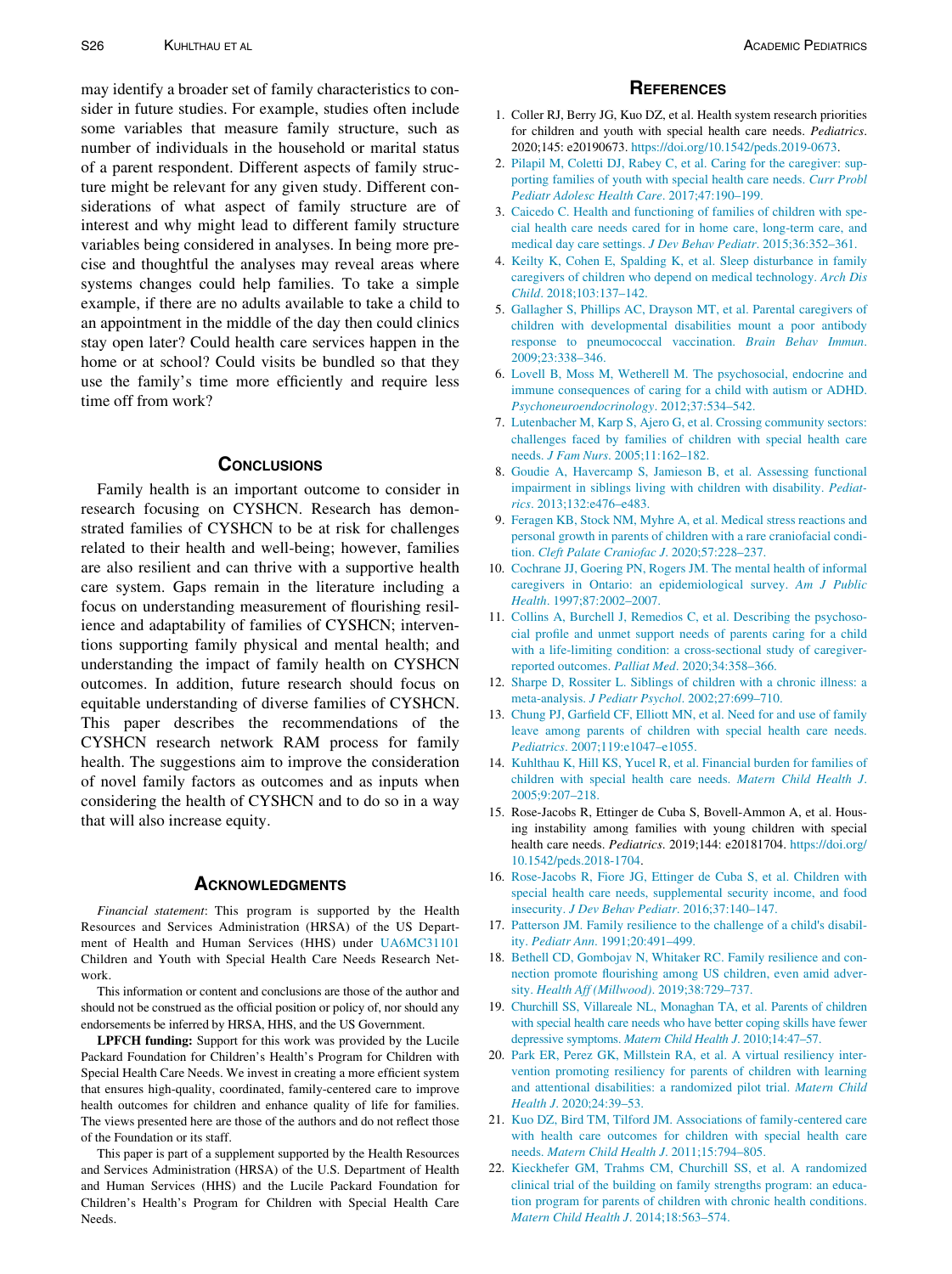may identify a broader set of family characteristics to consider in future studies. For example, studies often include some variables that measure family structure, such as number of individuals in the household or marital status of a parent respondent. Different aspects of family structure might be relevant for any given study. Different considerations of what aspect of family structure are of interest and why might lead to different family structure variables being considered in analyses. In being more precise and thoughtful the analyses may reveal areas where systems changes could help families. To take a simple example, if there are no adults available to take a child to an appointment in the middle of the day then could clinics stay open later? Could health care services happen in the home or at school? Could visits be bundled so that they use the family's time more efficiently and require less time off from work?

## Conclusions

Family health is an important outcome to consider in research focusing on CYSHCN. Research has demonstrated families of CYSHCN to be at risk for challenges related to their health and well-being; however, families are also resilient and can thrive with a supportive health care system. Gaps remain in the literature including a focus on understanding measurement of flourishing resilience and adaptability of families of CYSHCN; interventions supporting family physical and mental health; and understanding the impact of family health on CYSHCN outcomes. In addition, future research should focus on equitable understanding of diverse families of CYSHCN. This paper describes the recommendations of the CYSHCN research network RAM process for family health. The suggestions aim to improve the consideration of novel family factors as outcomes and as inputs when considering the health of CYSHCN and to do so in a way that will also increase equity.

## Acknowledgments

*Financial statement*: This program is supported by the Health Resources and Services Administration (HRSA) of the US Department of Health and Human Services (HHS) under UA6MC31101 Children and Youth with Special Health Care Needs Research Network.

This information or content and conclusions are those of the author and should not be construed as the official position or policy of, nor should any endorsements be inferred by HRSA, HHS, and the US Government.

**LPFCH funding:** Support for this work was provided by the Lucile Packard Foundation for Children's Health's Program for Children with Special Health Care Needs. We invest in creating a more efficient system that ensures high-quality, coordinated, family-centered care to improve health outcomes for children and enhance quality of life for families. The views presented here are those of the authors and do not reflect those of the Foundation or its staff.

This paper is part of a supplement supported by the Health Resources and Services Administration (HRSA) of the U.S. Department of Health and Human Services (HHS) and the Lucile Packard Foundation for Children's Health's Program for Children with Special Health Care Needs.

## References

1. Coller RJ, Berry JG, Kuo DZ, et al. Health system research priorities for children and youth with special health care needs. *Pediatrics*. 2020;145: e20190673. https://doi.org/10.1542/peds.2019-0673.
2. Pilapil M, Coletti DJ, Rabey C, et al. Caring for the caregiver: supporting families of youth with special health care needs. *Curr Probl Pediatr Adolesc Health Care*. 2017;47:190–199.
3. Caicedo C. Health and functioning of families of children with special health care needs cared for in home care, long-term care, and medical day care settings. *J Dev Behav Pediatr*. 2015;36:352–361.
4. Keilty K, Cohen E, Spalding K, et al. Sleep disturbance in family caregivers of children who depend on medical technology. *Arch Dis Child*. 2018;103:137–142.
5. Gallagher S, Phillips AC, Drayson MT, et al. Parental caregivers of children with developmental disabilities mount a poor antibody response to pneumococcal vaccination. *Brain Behav Immun*. 2009;23:338–346.
6. Lovell B, Moss M, Wetherell M. The psychosocial, endocrine and immune consequences of caring for a child with autism or ADHD. *Psychoneuroendocrinology*. 2012;37:534–542.
7. Lutenbacher M, Karp S, Ajero G, et al. Crossing community sectors: challenges faced by families of children with special health care needs. *J Fam Nurs*. 2005;11:162–182.
8. Goudie A, Havercamp S, Jamieson B, et al. Assessing functional impairment in siblings living with children with disability. *Pediatrics*. 2013;132:e476–e483.
9. Feragen KB, Stock NM, Myhre A, et al. Medical stress reactions and personal growth in parents of children with a rare craniofacial condition. *Cleft Palate Craniofac J*. 2020;57:228–237.
10. Cochrane JJ, Goering PN, Rogers JM. The mental health of informal caregivers in Ontario: an epidemiological survey. *Am J Public Health*. 1997;87:2002–2007.
11. Collins A, Burchell J, Remedios C, et al. Describing the psychosocial profile and unmet support needs of parents caring for a child with a life-limiting condition: a cross-sectional study of caregiver-reported outcomes. *Palliat Med*. 2020;34:358–366.
12. Sharpe D, Rossiter L. Siblings of children with a chronic illness: a meta-analysis. *J Pediatr Psychol*. 2002;27:699–710.
13. Chung PJ, Garfield CF, Elliott MN, et al. Need for and use of family leave among parents of children with special health care needs. *Pediatrics*. 2007;119:e1047–e1055.
14. Kuhlthau K, Hill KS, Yucel R, et al. Financial burden for families of children with special health care needs. *Matern Child Health J*. 2005;9:207–218.
15. Rose-Jacobs R, Ettinger de Cuba S, Bovell-Ammon A, et al. Housing instability among families with young children with special health care needs. *Pediatrics*. 2019;144: e20181704. https://doi.org/10.1542/peds.2018-1704.
16. Rose-Jacobs R, Fiore JG, Ettinger de Cuba S, et al. Children with special health care needs, supplemental security income, and food insecurity. *J Dev Behav Pediatr*. 2016;37:140–147.
17. Patterson JM. Family resilience to the challenge of a child's disability. *Pediatr Ann*. 1991;20:491–499.
18. Bethell CD, Gombojav N, Whitaker RC. Family resilience and connection promote flourishing among US children, even amid adversity. *Health Aff (Millwood)*. 2019;38:729–737.
19. Churchill SS, Villareale NL, Monaghan TA, et al. Parents of children with special health care needs who have better coping skills have fewer depressive symptoms. *Matern Child Health J*. 2010;14:47–57.
20. Park ER, Perez GK, Millstein RA, et al. A virtual resiliency intervention promoting resiliency for parents of children with learning and attentional disabilities: a randomized pilot trial. *Matern Child Health J*. 2020;24:39–53.
21. Kuo DZ, Bird TM, Tilford JM. Associations of family-centered care with health care outcomes for children with special health care needs. *Matern Child Health J*. 2011;15:794–805.
22. Kieckhefer GM, Trahms CM, Churchill SS, et al. A randomized clinical trial of the building on family strengths program: an education program for parents of children with chronic health conditions. *Matern Child Health J*. 2014;18:563–574.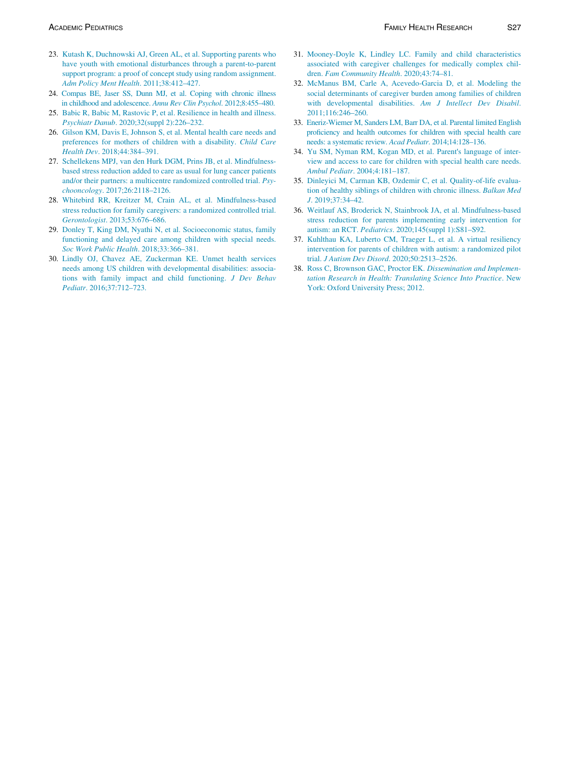23. Kutash K, Duchnowski AJ, Green AL, et al. Supporting parents who have youth with emotional disturbances through a parent-to-parent support program: a proof of concept study using random assignment. *Adm Policy Ment Health*. 2011;38:412–427.
24. Compas BE, Jaser SS, Dunn MJ, et al. Coping with chronic illness in childhood and adolescence. *Annu Rev Clin Psychol*. 2012;8:455–480.
25. Babic R, Babic M, Rastovic P, et al. Resilience in health and illness. *Psychiatr Danub*. 2020;32(suppl 2):226–232.
26. Gilson KM, Davis E, Johnson S, et al. Mental health care needs and preferences for mothers of children with a disability. *Child Care Health Dev*. 2018;44:384–391.
27. Schellekens MPJ, van den Hurk DGM, Prins JB, et al. Mindfulness-based stress reduction added to care as usual for lung cancer patients and/or their partners: a multicentre randomized controlled trial. *Psychooncology*. 2017;26:2118–2126.
28. Whitebird RR, Kreitzer M, Crain AL, et al. Mindfulness-based stress reduction for family caregivers: a randomized controlled trial. *Gerontologist*. 2013;53:676–686.
29. Donley T, King DM, Nyathi N, et al. Socioeconomic status, family functioning and delayed care among children with special needs. *Soc Work Public Health*. 2018;33:366–381.
30. Lindly OJ, Chavez AE, Zuckerman KE. Unmet health services needs among US children with developmental disabilities: associations with family impact and child functioning. *J Dev Behav Pediatr*. 2016;37:712–723.
31. Mooney-Doyle K, Lindley LC. Family and child characteristics associated with caregiver challenges for medically complex children. *Fam Community Health*. 2020;43:74–81.
32. McManus BM, Carle A, Acevedo-Garcia D, et al. Modeling the social determinants of caregiver burden among families of children with developmental disabilities. *Am J Intellect Dev Disabil*. 2011;116:246–260.
33. Eneriz-Wiemer M, Sanders LM, Barr DA, et al. Parental limited English proficiency and health outcomes for children with special health care needs: a systematic review. *Acad Pediatr*. 2014;14:128–136.
34. Yu SM, Nyman RM, Kogan MD, et al. Parent's language of interview and access to care for children with special health care needs. *Ambul Pediatr*. 2004;4:181–187.
35. Dinleyici M, Carman KB, Ozdemir C, et al. Quality-of-life evaluation of healthy siblings of children with chronic illness. *Balkan Med J*. 2019;37:34–42.
36. Weitlauf AS, Broderick N, Stainbrook JA, et al. Mindfulness-based stress reduction for parents implementing early intervention for autism: an RCT. *Pediatrics*. 2020;145(suppl 1):S81–S92.
37. Kuhlthau KA, Luberto CM, Traeger L, et al. A virtual resiliency intervention for parents of children with autism: a randomized pilot trial. *J Autism Dev Disord*. 2020;50:2513–2526.
38. Ross C, Brownson GAC, Proctor EK. *Dissemination and Implementation Research in Health: Translating Science Into Practice*. New York: Oxford University Press; 2012.